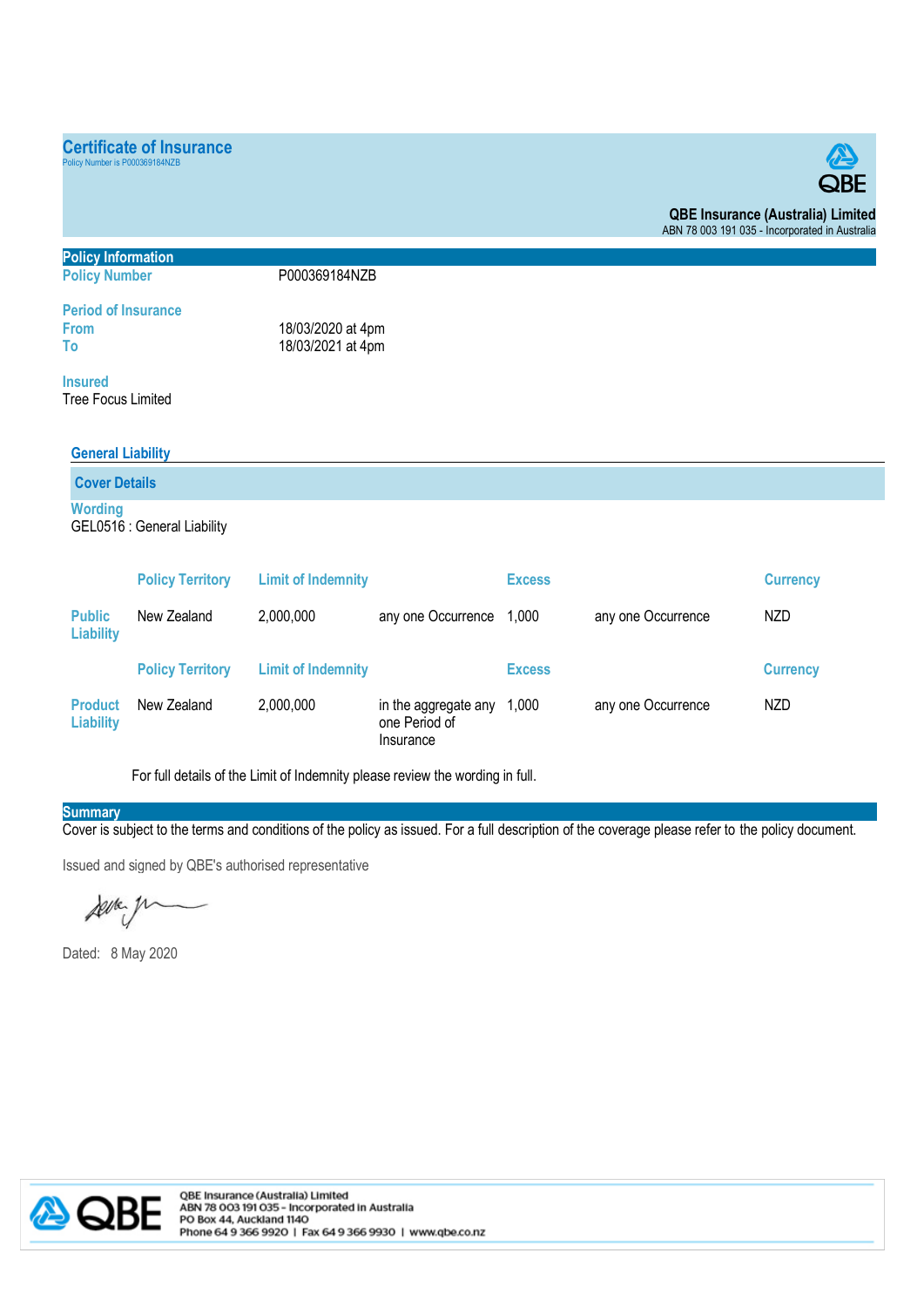# Certificate of Insurance

Policy Number is P000369184NZB

**QBE Insurance (Australia) Limited**
ABN 78 003 191 035 - Incorporated in Australia

## Policy Information

**Policy Number** P000369184NZB

**Period of Insurance**
**From** 18/03/2020 at 4pm
**To** 18/03/2021 at 4pm

**Insured**
Tree Focus Limited

### General Liability

#### Cover Details

**Wording**
GEL0516 : General Liability

| | Policy Territory | Limit of Indemnity | | Excess | | Currency |
|---|---|---|---|---|---|---|
| Public Liability | New Zealand | 2,000,000 | any one Occurrence | 1,000 | any one Occurrence | NZD |
| | **Policy Territory** | **Limit of Indemnity** | | **Excess** | | **Currency** |
| Product Liability | New Zealand | 2,000,000 | in the aggregate any one Period of Insurance | 1,000 | any one Occurrence | NZD |

For full details of the Limit of Indemnity please review the wording in full.

## Summary

Cover is subject to the terms and conditions of the policy as issued. For a full description of the coverage please refer to the policy document.

Issued and signed by QBE's authorised representative

Dated: 8 May 2020

QBE Insurance (Australia) Limited
ABN 78 003 191 035 - Incorporated in Australia
PO Box 44, Auckland 1140
Phone 64 9 366 9920 | Fax 64 9 366 9930 | www.qbe.co.nz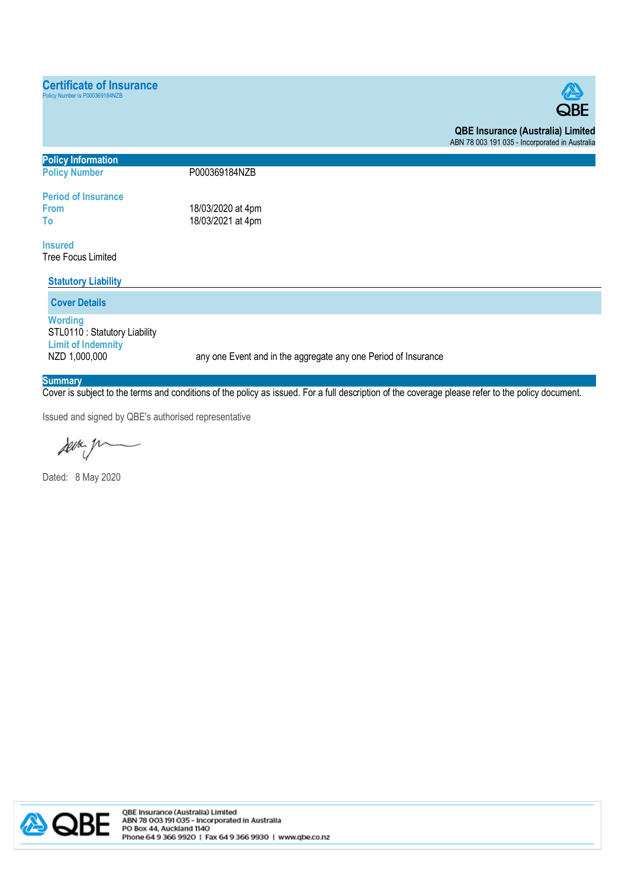# Certificate of Insurance

Policy Number is P000369184NZB

**QBE Insurance (Australia) Limited**
ABN 78 003 191 035 - Incorporated in Australia

## Policy Information

**Policy Number** P000369184NZB

**Period of Insurance**

**From** 18/03/2020 at 4pm

**To** 18/03/2021 at 4pm

**Insured**

Tree Focus Limited

### Statutory Liability

#### Cover Details

**Wording**

STL0110 : Statutory Liability

**Limit of Indemnity**

NZD 1,000,000 any one Event and in the aggregate any one Period of Insurance

## Summary

Cover is subject to the terms and conditions of the policy as issued. For a full description of the coverage please refer to the policy document.

Issued and signed by QBE's authorised representative

Dated: 8 May 2020

QBE Insurance (Australia) Limited
ABN 78 003 191 035 - Incorporated in Australia
PO Box 44, Auckland 1140
Phone 64 9 366 9920 | Fax 64 9 366 9930 | www.qbe.co.nz